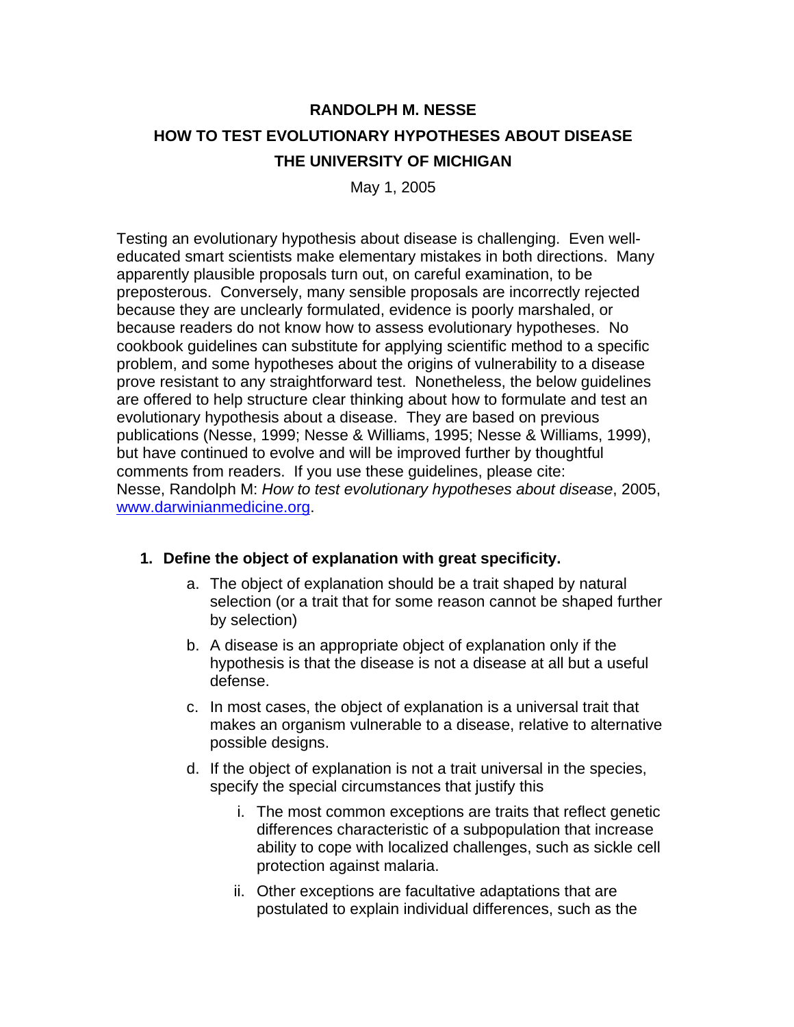# RANDOLPH M. NESSE

## HOW TO TEST EVOLUTIONARY HYPOTHESES ABOUT DISEASE

## THE UNIVERSITY OF MICHIGAN

May 1, 2005

Testing an evolutionary hypothesis about disease is challenging. Even well-educated smart scientists make elementary mistakes in both directions. Many apparently plausible proposals turn out, on careful examination, to be preposterous. Conversely, many sensible proposals are incorrectly rejected because they are unclearly formulated, evidence is poorly marshaled, or because readers do not know how to assess evolutionary hypotheses. No cookbook guidelines can substitute for applying scientific method to a specific problem, and some hypotheses about the origins of vulnerability to a disease prove resistant to any straightforward test. Nonetheless, the below guidelines are offered to help structure clear thinking about how to formulate and test an evolutionary hypothesis about a disease. They are based on previous publications (Nesse, 1999; Nesse & Williams, 1995; Nesse & Williams, 1999), but have continued to evolve and will be improved further by thoughtful comments from readers. If you use these guidelines, please cite: Nesse, Randolph M: *How to test evolutionary hypotheses about disease*, 2005, [www.darwinianmedicine.org](http://www.darwinianmedicine.org).

1. **Define the object of explanation with great specificity.**
    a. The object of explanation should be a trait shaped by natural selection (or a trait that for some reason cannot be shaped further by selection)
    b. A disease is an appropriate object of explanation only if the hypothesis is that the disease is not a disease at all but a useful defense.
    c. In most cases, the object of explanation is a universal trait that makes an organism vulnerable to a disease, relative to alternative possible designs.
    d. If the object of explanation is not a trait universal in the species, specify the special circumstances that justify this
        i. The most common exceptions are traits that reflect genetic differences characteristic of a subpopulation that increase ability to cope with localized challenges, such as sickle cell protection against malaria.
        ii. Other exceptions are facultative adaptations that are postulated to explain individual differences, such as the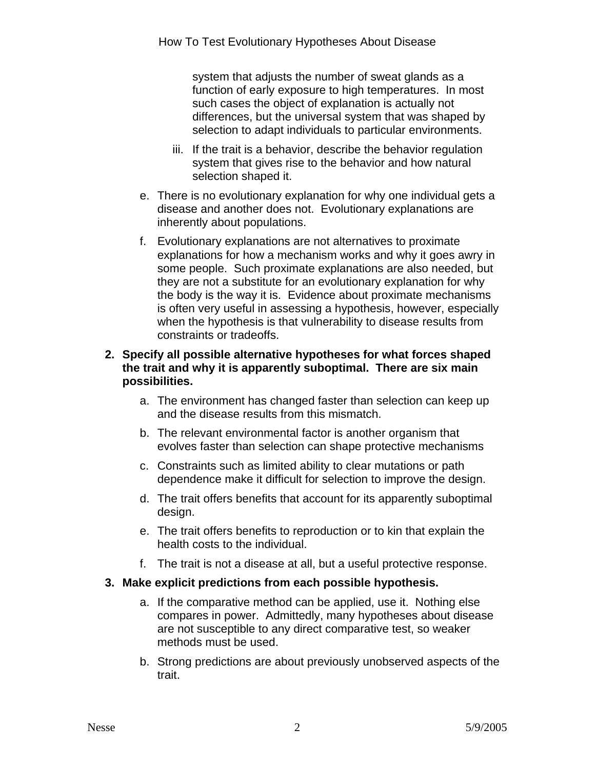system that adjusts the number of sweat glands as a function of early exposure to high temperatures. In most such cases the object of explanation is actually not differences, but the universal system that was shaped by selection to adapt individuals to particular environments.

   iii. If the trait is a behavior, describe the behavior regulation system that gives rise to the behavior and how natural selection shaped it.

   e. There is no evolutionary explanation for why one individual gets a disease and another does not. Evolutionary explanations are inherently about populations.

   f. Evolutionary explanations are not alternatives to proximate explanations for how a mechanism works and why it goes awry in some people. Such proximate explanations are also needed, but they are not a substitute for an evolutionary explanation for why the body is the way it is. Evidence about proximate mechanisms is often very useful in assessing a hypothesis, however, especially when the hypothesis is that vulnerability to disease results from constraints or tradeoffs.

2. **Specify all possible alternative hypotheses for what forces shaped the trait and why it is apparently suboptimal. There are six main possibilities.**

   a. The environment has changed faster than selection can keep up and the disease results from this mismatch.

   b. The relevant environmental factor is another organism that evolves faster than selection can shape protective mechanisms

   c. Constraints such as limited ability to clear mutations or path dependence make it difficult for selection to improve the design.

   d. The trait offers benefits that account for its apparently suboptimal design.

   e. The trait offers benefits to reproduction or to kin that explain the health costs to the individual.

   f. The trait is not a disease at all, but a useful protective response.

3. **Make explicit predictions from each possible hypothesis.**

   a. If the comparative method can be applied, use it. Nothing else compares in power. Admittedly, many hypotheses about disease are not susceptible to any direct comparative test, so weaker methods must be used.

   b. Strong predictions are about previously unobserved aspects of the trait.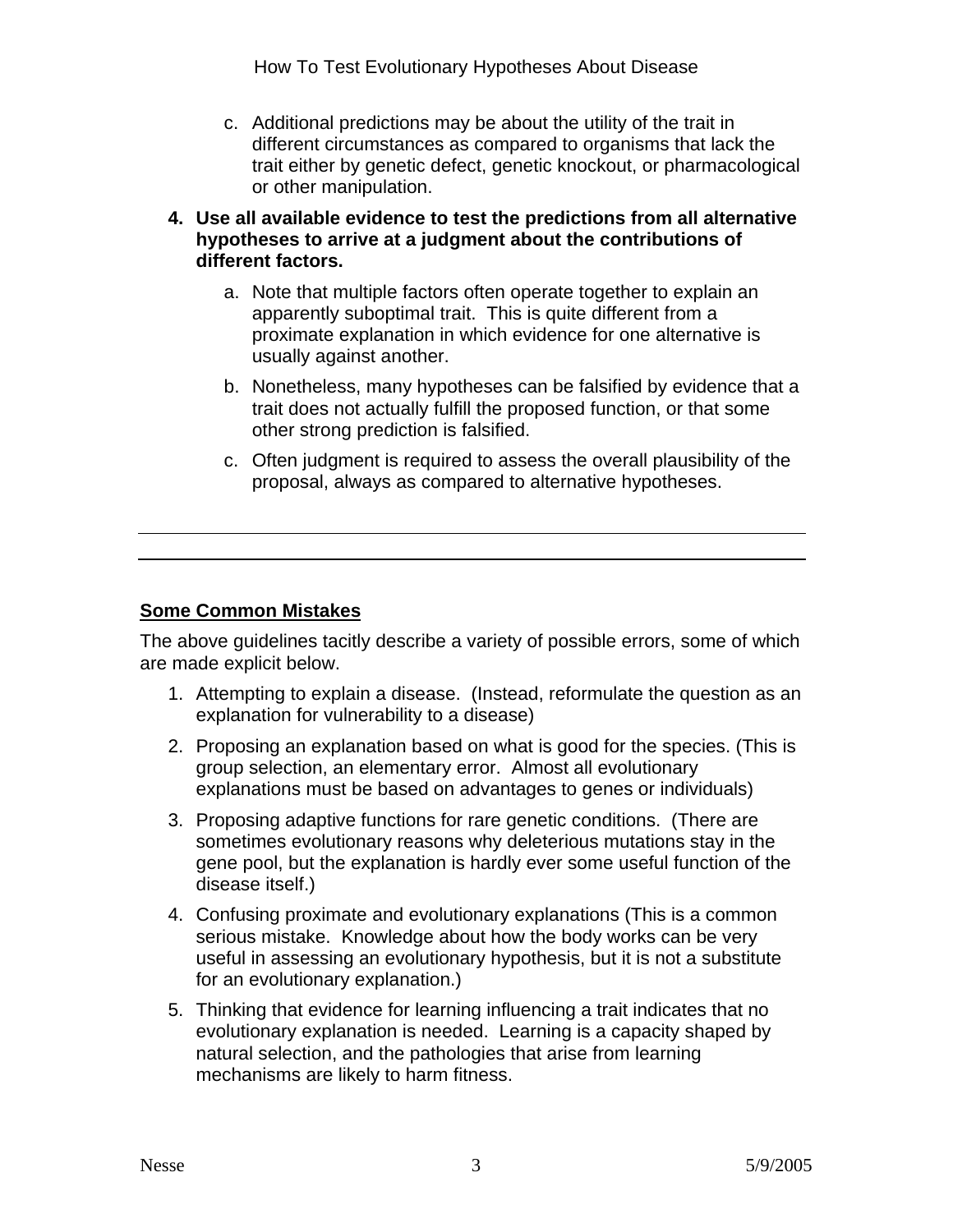c. Additional predictions may be about the utility of the trait in different circumstances as compared to organisms that lack the trait either by genetic defect, genetic knockout, or pharmacological or other manipulation.

4. **Use all available evidence to test the predictions from all alternative hypotheses to arrive at a judgment about the contributions of different factors.**

    a. Note that multiple factors often operate together to explain an apparently suboptimal trait. This is quite different from a proximate explanation in which evidence for one alternative is usually against another.

    b. Nonetheless, many hypotheses can be falsified by evidence that a trait does not actually fulfill the proposed function, or that some other strong prediction is falsified.

    c. Often judgment is required to assess the overall plausibility of the proposal, always as compared to alternative hypotheses.

---

## Some Common Mistakes

The above guidelines tacitly describe a variety of possible errors, some of which are made explicit below.

1. Attempting to explain a disease. (Instead, reformulate the question as an explanation for vulnerability to a disease)
2. Proposing an explanation based on what is good for the species. (This is group selection, an elementary error. Almost all evolutionary explanations must be based on advantages to genes or individuals)
3. Proposing adaptive functions for rare genetic conditions. (There are sometimes evolutionary reasons why deleterious mutations stay in the gene pool, but the explanation is hardly ever some useful function of the disease itself.)
4. Confusing proximate and evolutionary explanations (This is a common serious mistake. Knowledge about how the body works can be very useful in assessing an evolutionary hypothesis, but it is not a substitute for an evolutionary explanation.)
5. Thinking that evidence for learning influencing a trait indicates that no evolutionary explanation is needed. Learning is a capacity shaped by natural selection, and the pathologies that arise from learning mechanisms are likely to harm fitness.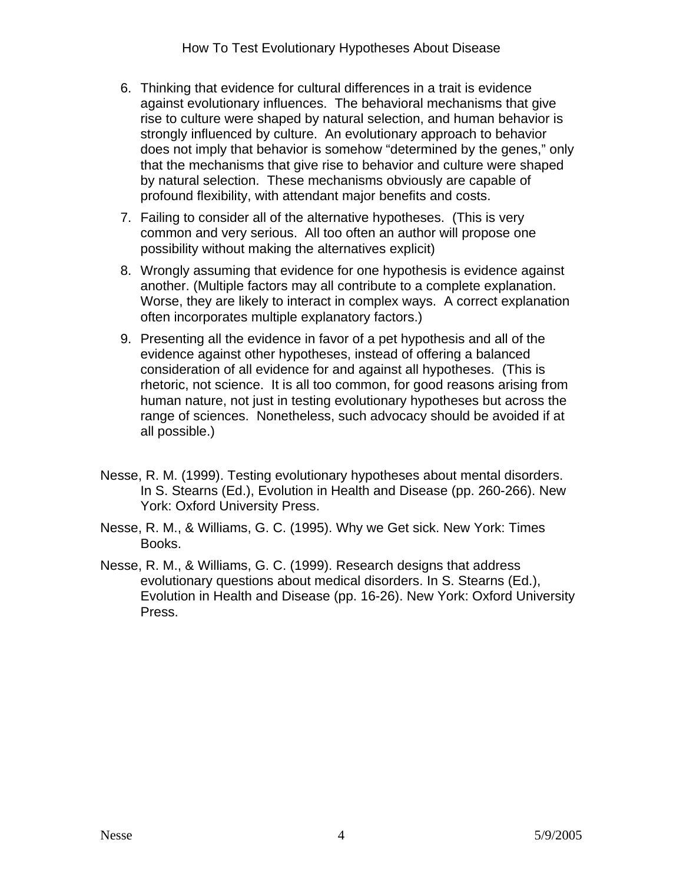6. Thinking that evidence for cultural differences in a trait is evidence against evolutionary influences. The behavioral mechanisms that give rise to culture were shaped by natural selection, and human behavior is strongly influenced by culture. An evolutionary approach to behavior does not imply that behavior is somehow "determined by the genes," only that the mechanisms that give rise to behavior and culture were shaped by natural selection. These mechanisms obviously are capable of profound flexibility, with attendant major benefits and costs.
7. Failing to consider all of the alternative hypotheses. (This is very common and very serious. All too often an author will propose one possibility without making the alternatives explicit)
8. Wrongly assuming that evidence for one hypothesis is evidence against another. (Multiple factors may all contribute to a complete explanation. Worse, they are likely to interact in complex ways. A correct explanation often incorporates multiple explanatory factors.)
9. Presenting all the evidence in favor of a pet hypothesis and all of the evidence against other hypotheses, instead of offering a balanced consideration of all evidence for and against all hypotheses. (This is rhetoric, not science. It is all too common, for good reasons arising from human nature, not just in testing evolutionary hypotheses but across the range of sciences. Nonetheless, such advocacy should be avoided if at all possible.)

Nesse, R. M. (1999). Testing evolutionary hypotheses about mental disorders. In S. Stearns (Ed.), Evolution in Health and Disease (pp. 260-266). New York: Oxford University Press.

Nesse, R. M., & Williams, G. C. (1995). Why we Get sick. New York: Times Books.

Nesse, R. M., & Williams, G. C. (1999). Research designs that address evolutionary questions about medical disorders. In S. Stearns (Ed.), Evolution in Health and Disease (pp. 16-26). New York: Oxford University Press.